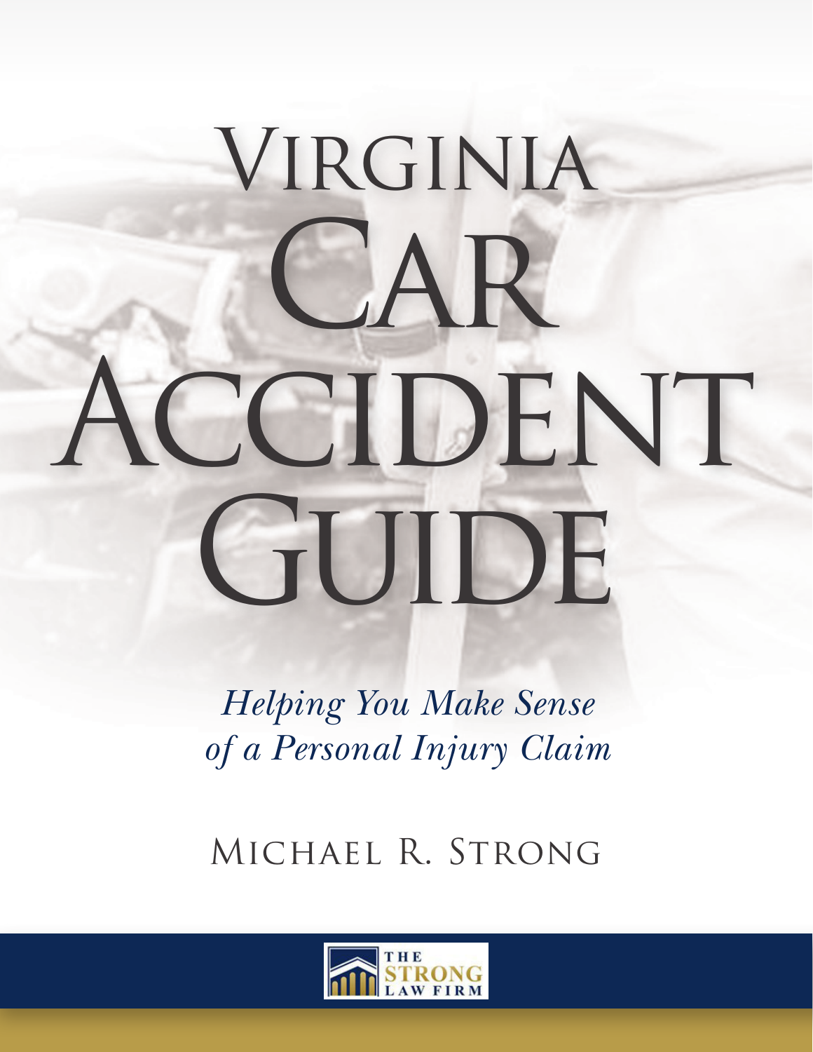# Virginia Car Accident Guide

*Helping You Make Sense of a Personal Injury Claim*

Michael R. Strong

The Strong Law Firm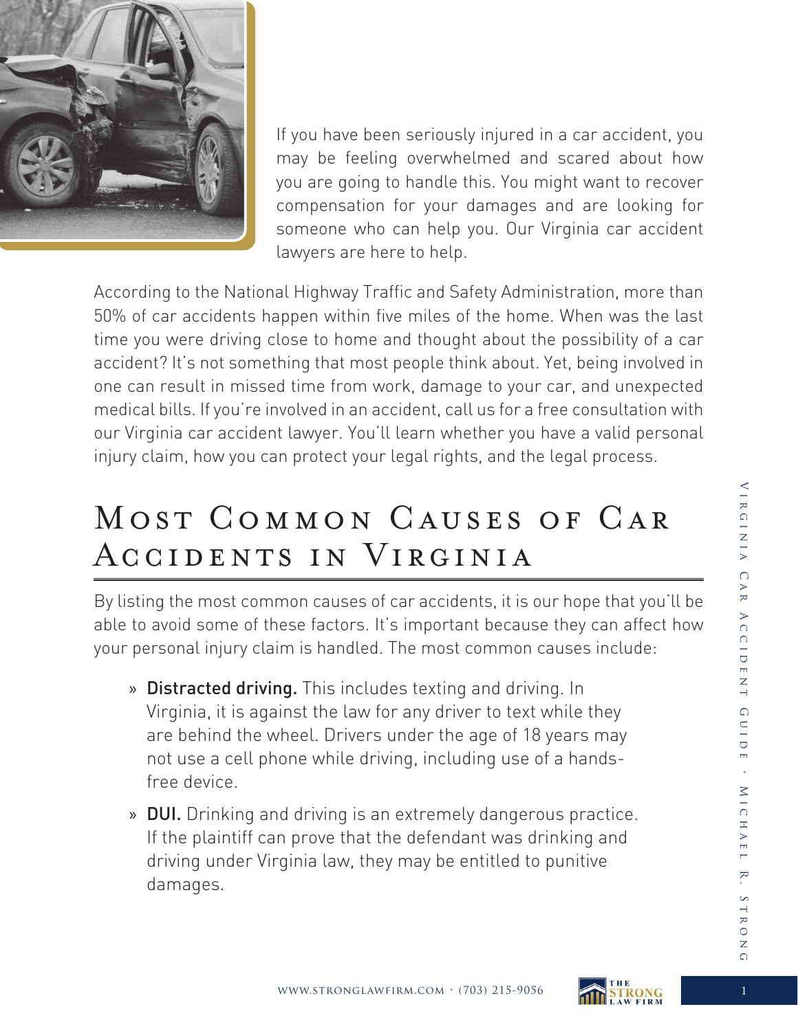If you have been seriously injured in a car accident, you may be feeling overwhelmed and scared about how you are going to handle this. You might want to recover compensation for your damages and are looking for someone who can help you. Our Virginia car accident lawyers are here to help.

According to the National Highway Traffic and Safety Administration, more than 50% of car accidents happen within five miles of the home. When was the last time you were driving close to home and thought about the possibility of a car accident? It's not something that most people think about. Yet, being involved in one can result in missed time from work, damage to your car, and unexpected medical bills. If you're involved in an accident, call us for a free consultation with our Virginia car accident lawyer. You'll learn whether you have a valid personal injury claim, how you can protect your legal rights, and the legal process.

# Most Common Causes of Car Accidents in Virginia

By listing the most common causes of car accidents, it is our hope that you'll be able to avoid some of these factors. It's important because they can affect how your personal injury claim is handled. The most common causes include:

- **Distracted driving.** This includes texting and driving. In Virginia, it is against the law for any driver to text while they are behind the wheel. Drivers under the age of 18 years may not use a cell phone while driving, including use of a hands-free device.
- **DUI.** Drinking and driving is an extremely dangerous practice. If the plaintiff can prove that the defendant was drinking and driving under Virginia law, they may be entitled to punitive damages.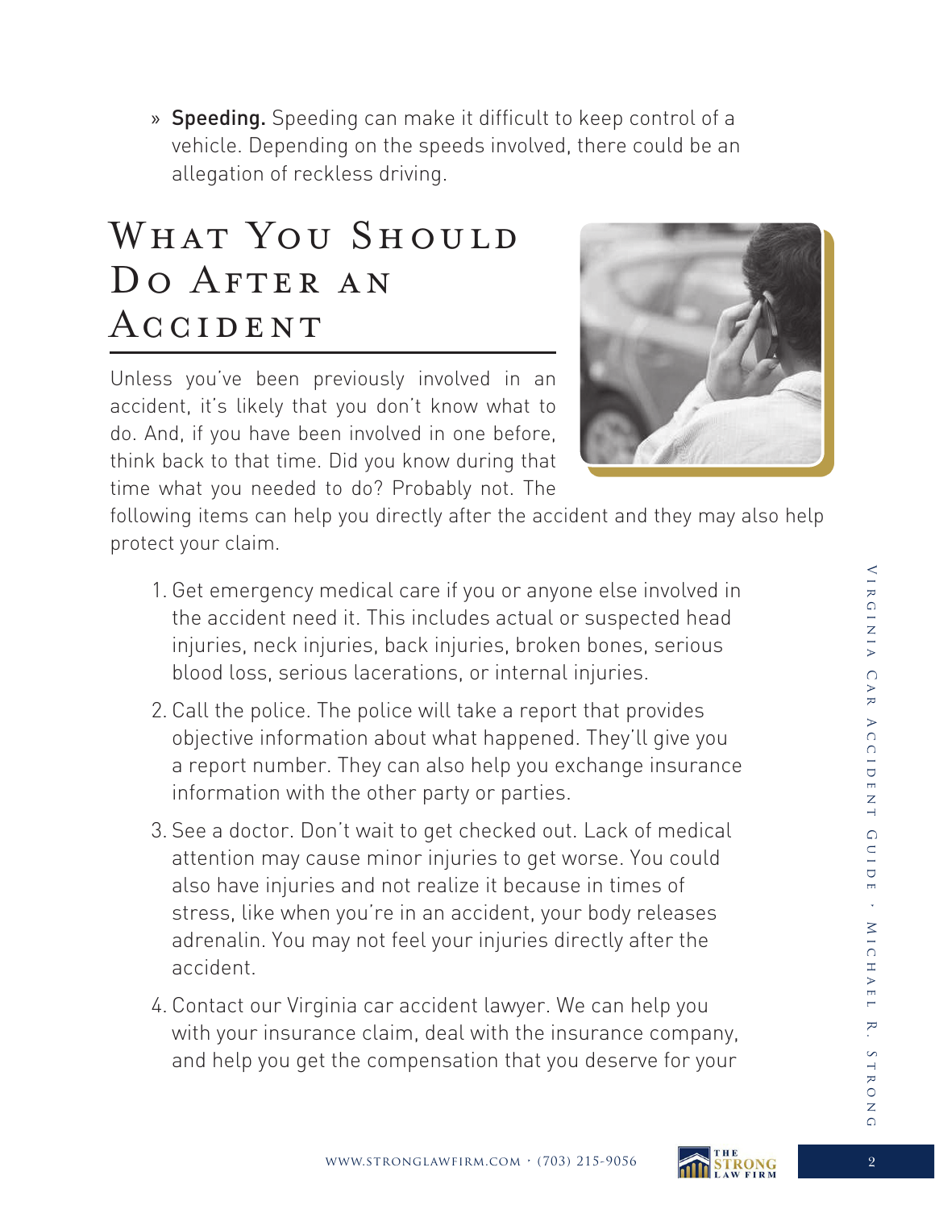» **Speeding.** Speeding can make it difficult to keep control of a vehicle. Depending on the speeds involved, there could be an allegation of reckless driving.

## What You Should Do After an Accident

Unless you've been previously involved in an accident, it's likely that you don't know what to do. And, if you have been involved in one before, think back to that time. Did you know during that time what you needed to do? Probably not. The following items can help you directly after the accident and they may also help protect your claim.

1. Get emergency medical care if you or anyone else involved in the accident need it. This includes actual or suspected head injuries, neck injuries, back injuries, broken bones, serious blood loss, serious lacerations, or internal injuries.
2. Call the police. The police will take a report that provides objective information about what happened. They'll give you a report number. They can also help you exchange insurance information with the other party or parties.
3. See a doctor. Don't wait to get checked out. Lack of medical attention may cause minor injuries to get worse. You could also have injuries and not realize it because in times of stress, like when you're in an accident, your body releases adrenalin. You may not feel your injuries directly after the accident.
4. Contact our Virginia car accident lawyer. We can help you with your insurance claim, deal with the insurance company, and help you get the compensation that you deserve for your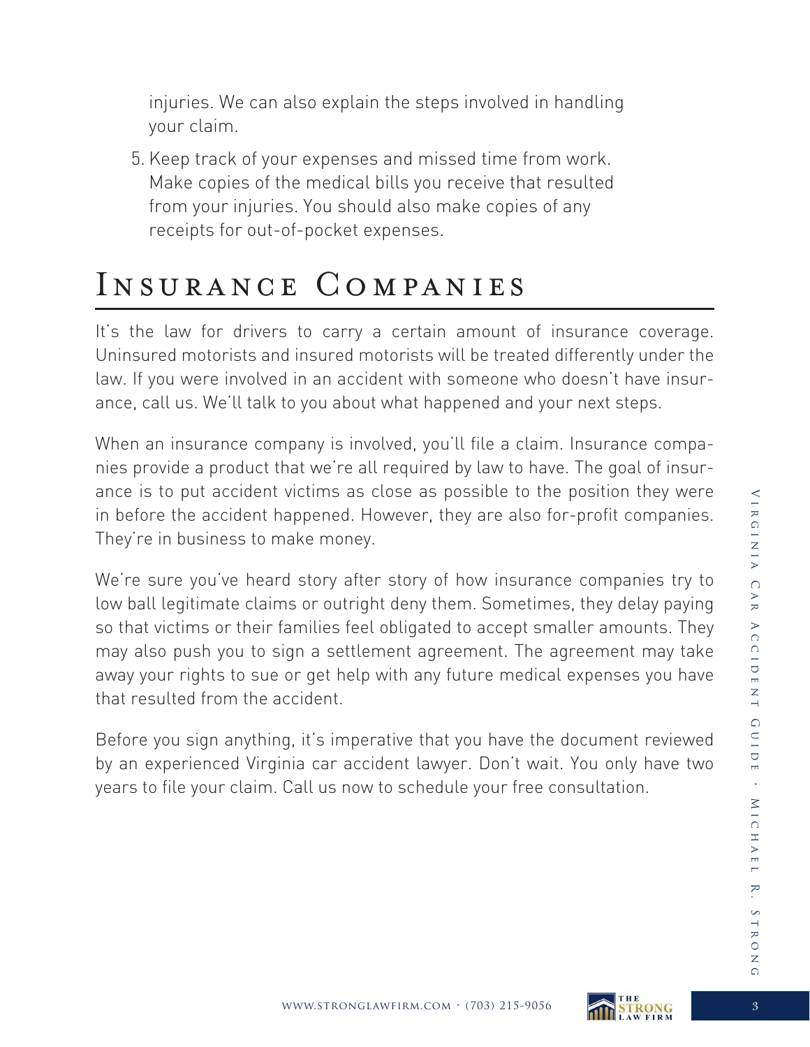injuries. We can also explain the steps involved in handling your claim.

5. Keep track of your expenses and missed time from work. Make copies of the medical bills you receive that resulted from your injuries. You should also make copies of any receipts for out-of-pocket expenses.

# Insurance Companies

It's the law for drivers to carry a certain amount of insurance coverage. Uninsured motorists and insured motorists will be treated differently under the law. If you were involved in an accident with someone who doesn't have insurance, call us. We'll talk to you about what happened and your next steps.

When an insurance company is involved, you'll file a claim. Insurance companies provide a product that we're all required by law to have. The goal of insurance is to put accident victims as close as possible to the position they were in before the accident happened. However, they are also for-profit companies. They're in business to make money.

We're sure you've heard story after story of how insurance companies try to low ball legitimate claims or outright deny them. Sometimes, they delay paying so that victims or their families feel obligated to accept smaller amounts. They may also push you to sign a settlement agreement. The agreement may take away your rights to sue or get help with any future medical expenses you have that resulted from the accident.

Before you sign anything, it's imperative that you have the document reviewed by an experienced Virginia car accident lawyer. Don't wait. You only have two years to file your claim. Call us now to schedule your free consultation.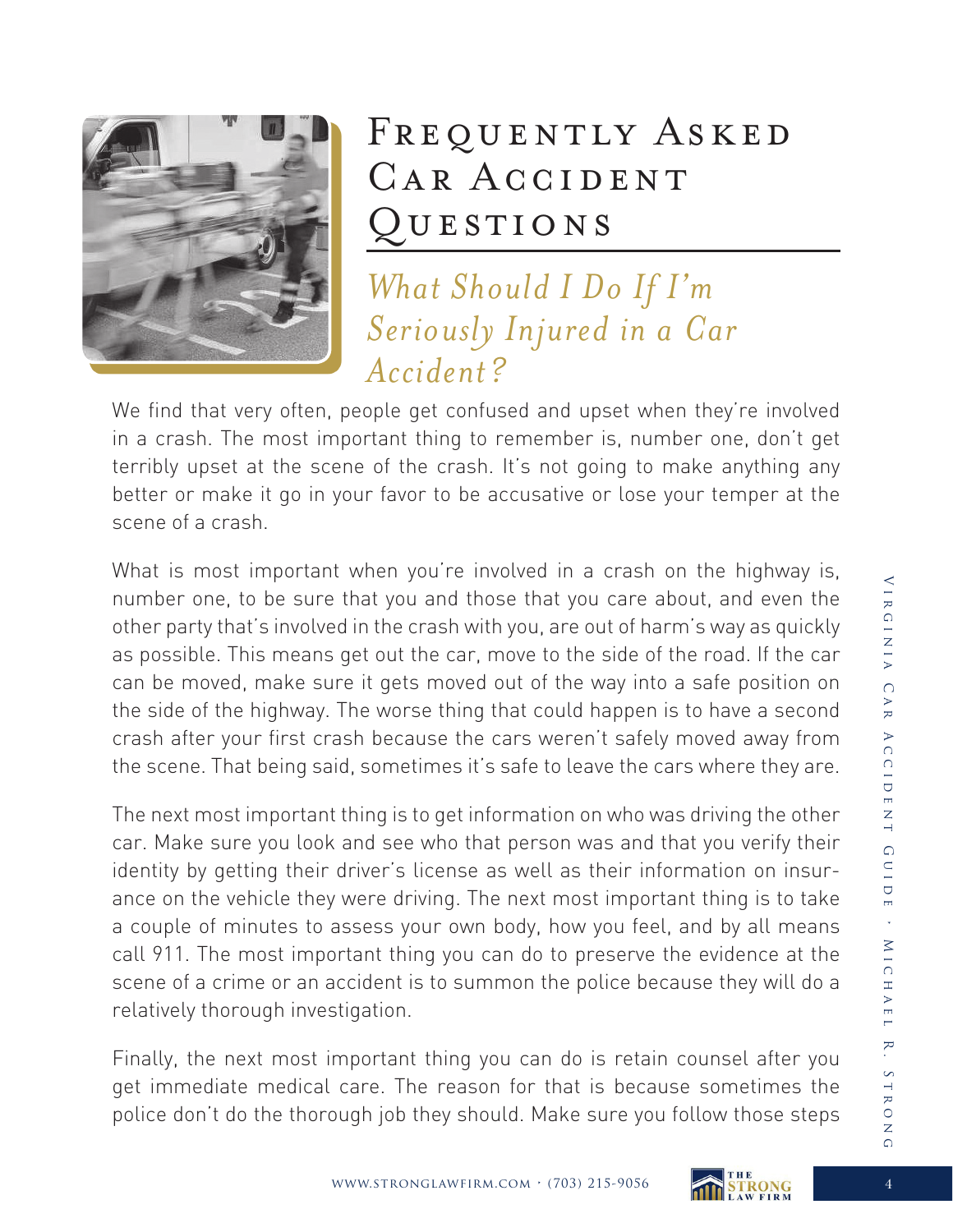# Frequently Asked Car Accident Questions

## *What Should I Do If I'm Seriously Injured in a Car Accident?*

We find that very often, people get confused and upset when they're involved in a crash. The most important thing to remember is, number one, don't get terribly upset at the scene of the crash. It's not going to make anything any better or make it go in your favor to be accusative or lose your temper at the scene of a crash.

What is most important when you're involved in a crash on the highway is, number one, to be sure that you and those that you care about, and even the other party that's involved in the crash with you, are out of harm's way as quickly as possible. This means get out the car, move to the side of the road. If the car can be moved, make sure it gets moved out of the way into a safe position on the side of the highway. The worse thing that could happen is to have a second crash after your first crash because the cars weren't safely moved away from the scene. That being said, sometimes it's safe to leave the cars where they are.

The next most important thing is to get information on who was driving the other car. Make sure you look and see who that person was and that you verify their identity by getting their driver's license as well as their information on insurance on the vehicle they were driving. The next most important thing is to take a couple of minutes to assess your own body, how you feel, and by all means call 911. The most important thing you can do to preserve the evidence at the scene of a crime or an accident is to summon the police because they will do a relatively thorough investigation.

Finally, the next most important thing you can do is retain counsel after you get immediate medical care. The reason for that is because sometimes the police don't do the thorough job they should. Make sure you follow those steps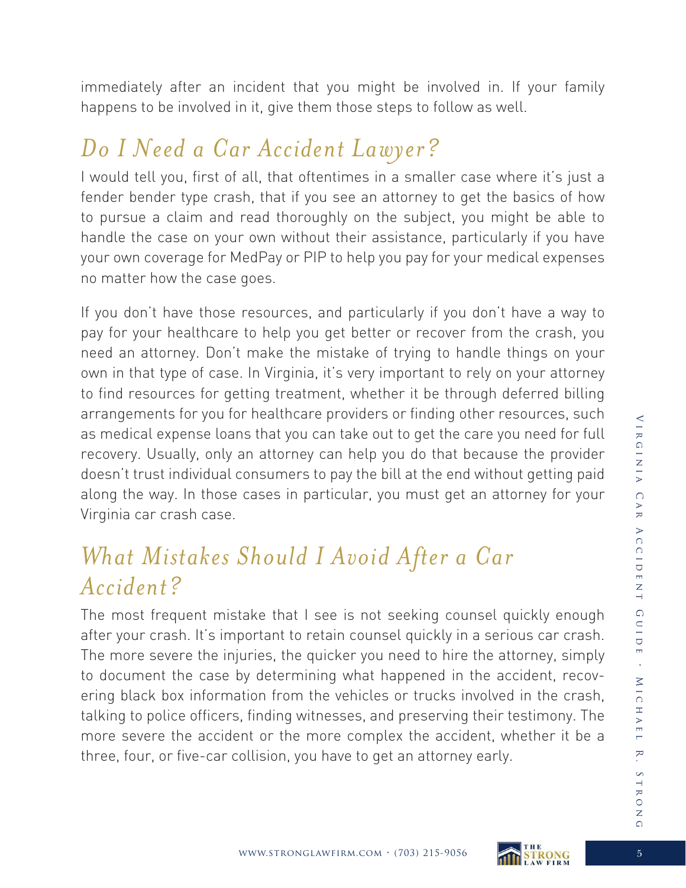immediately after an incident that you might be involved in. If your family happens to be involved in it, give them those steps to follow as well.

## *Do I Need a Car Accident Lawyer?*

I would tell you, first of all, that oftentimes in a smaller case where it's just a fender bender type crash, that if you see an attorney to get the basics of how to pursue a claim and read thoroughly on the subject, you might be able to handle the case on your own without their assistance, particularly if you have your own coverage for MedPay or PIP to help you pay for your medical expenses no matter how the case goes.

If you don't have those resources, and particularly if you don't have a way to pay for your healthcare to help you get better or recover from the crash, you need an attorney. Don't make the mistake of trying to handle things on your own in that type of case. In Virginia, it's very important to rely on your attorney to find resources for getting treatment, whether it be through deferred billing arrangements for you for healthcare providers or finding other resources, such as medical expense loans that you can take out to get the care you need for full recovery. Usually, only an attorney can help you do that because the provider doesn't trust individual consumers to pay the bill at the end without getting paid along the way. In those cases in particular, you must get an attorney for your Virginia car crash case.

## *What Mistakes Should I Avoid After a Car Accident?*

The most frequent mistake that I see is not seeking counsel quickly enough after your crash. It's important to retain counsel quickly in a serious car crash. The more severe the injuries, the quicker you need to hire the attorney, simply to document the case by determining what happened in the accident, recovering black box information from the vehicles or trucks involved in the crash, talking to police officers, finding witnesses, and preserving their testimony. The more severe the accident or the more complex the accident, whether it be a three, four, or five-car collision, you have to get an attorney early.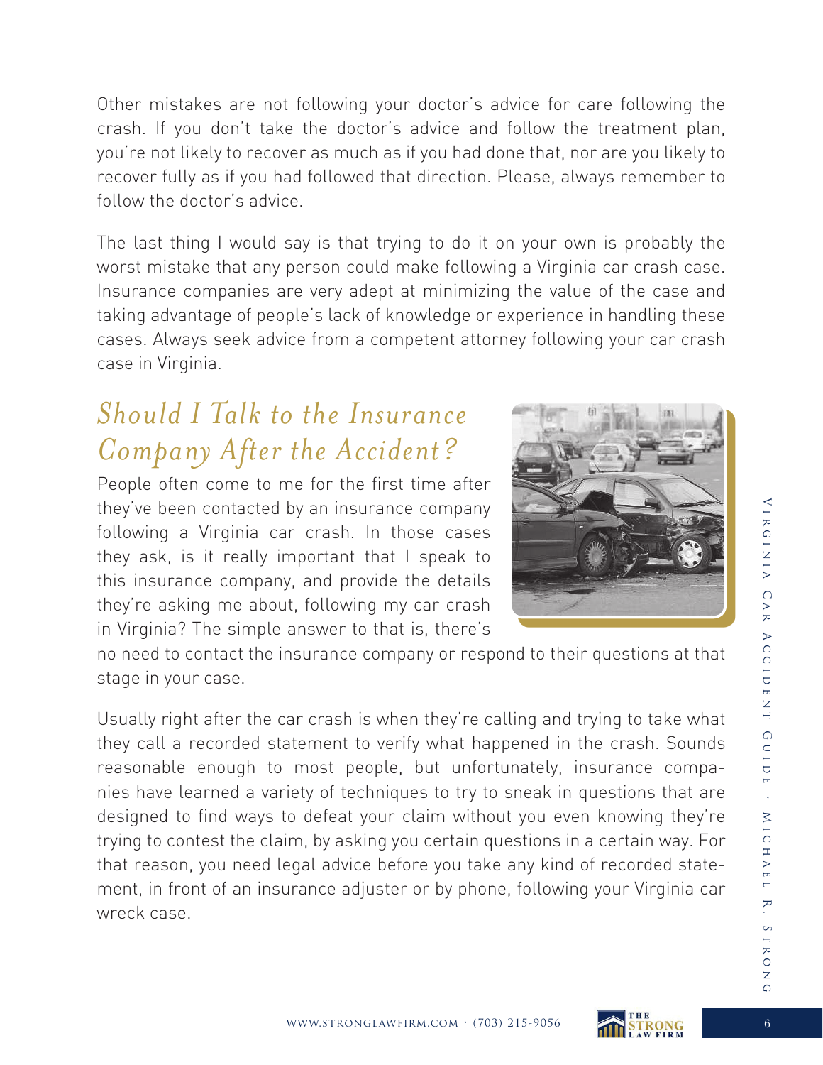Other mistakes are not following your doctor's advice for care following the crash. If you don't take the doctor's advice and follow the treatment plan, you're not likely to recover as much as if you had done that, nor are you likely to recover fully as if you had followed that direction. Please, always remember to follow the doctor's advice.

The last thing I would say is that trying to do it on your own is probably the worst mistake that any person could make following a Virginia car crash case. Insurance companies are very adept at minimizing the value of the case and taking advantage of people's lack of knowledge or experience in handling these cases. Always seek advice from a competent attorney following your car crash case in Virginia.

## *Should I Talk to the Insurance Company After the Accident?*

People often come to me for the first time after they've been contacted by an insurance company following a Virginia car crash. In those cases they ask, is it really important that I speak to this insurance company, and provide the details they're asking me about, following my car crash in Virginia? The simple answer to that is, there's no need to contact the insurance company or respond to their questions at that stage in your case.

Usually right after the car crash is when they're calling and trying to take what they call a recorded statement to verify what happened in the crash. Sounds reasonable enough to most people, but unfortunately, insurance companies have learned a variety of techniques to try to sneak in questions that are designed to find ways to defeat your claim without you even knowing they're trying to contest the claim, by asking you certain questions in a certain way. For that reason, you need legal advice before you take any kind of recorded statement, in front of an insurance adjuster or by phone, following your Virginia car wreck case.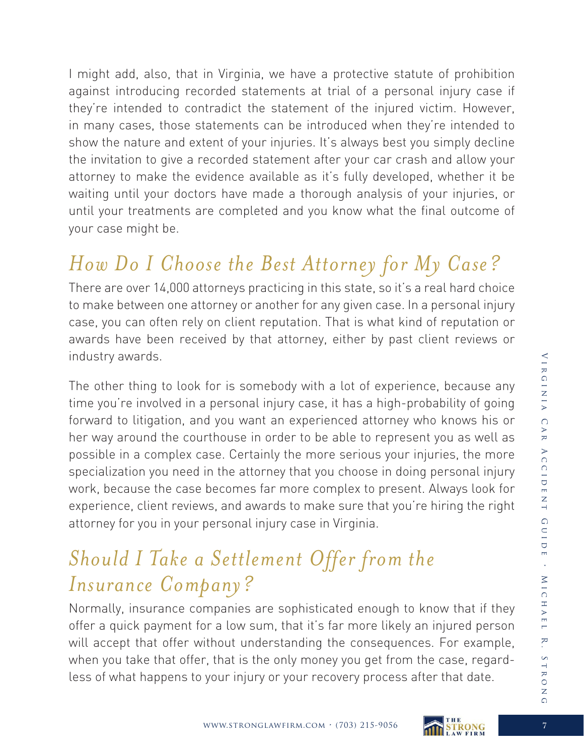I might add, also, that in Virginia, we have a protective statute of prohibition against introducing recorded statements at trial of a personal injury case if they're intended to contradict the statement of the injured victim. However, in many cases, those statements can be introduced when they're intended to show the nature and extent of your injuries. It's always best you simply decline the invitation to give a recorded statement after your car crash and allow your attorney to make the evidence available as it's fully developed, whether it be waiting until your doctors have made a thorough analysis of your injuries, or until your treatments are completed and you know what the final outcome of your case might be.

## *How Do I Choose the Best Attorney for My Case?*

There are over 14,000 attorneys practicing in this state, so it's a real hard choice to make between one attorney or another for any given case. In a personal injury case, you can often rely on client reputation. That is what kind of reputation or awards have been received by that attorney, either by past client reviews or industry awards.

The other thing to look for is somebody with a lot of experience, because any time you're involved in a personal injury case, it has a high-probability of going forward to litigation, and you want an experienced attorney who knows his or her way around the courthouse in order to be able to represent you as well as possible in a complex case. Certainly the more serious your injuries, the more specialization you need in the attorney that you choose in doing personal injury work, because the case becomes far more complex to present. Always look for experience, client reviews, and awards to make sure that you're hiring the right attorney for you in your personal injury case in Virginia.

## *Should I Take a Settlement Offer from the Insurance Company?*

Normally, insurance companies are sophisticated enough to know that if they offer a quick payment for a low sum, that it's far more likely an injured person will accept that offer without understanding the consequences. For example, when you take that offer, that is the only money you get from the case, regardless of what happens to your injury or your recovery process after that date.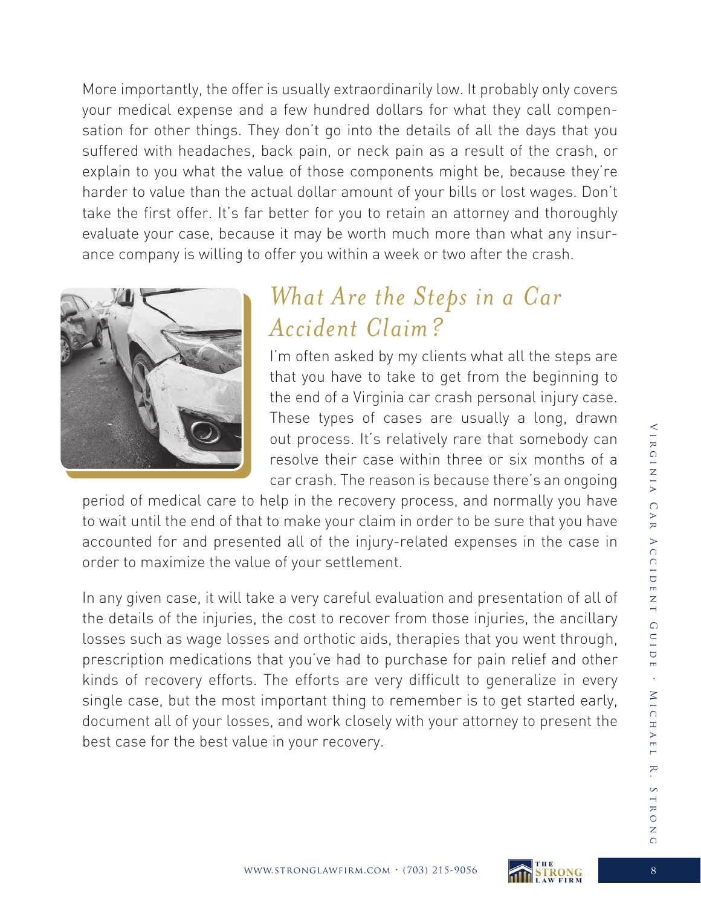More importantly, the offer is usually extraordinarily low. It probably only covers your medical expense and a few hundred dollars for what they call compensation for other things. They don't go into the details of all the days that you suffered with headaches, back pain, or neck pain as a result of the crash, or explain to you what the value of those components might be, because they're harder to value than the actual dollar amount of your bills or lost wages. Don't take the first offer. It's far better for you to retain an attorney and thoroughly evaluate your case, because it may be worth much more than what any insurance company is willing to offer you within a week or two after the crash.

## *What Are the Steps in a Car Accident Claim?*

I'm often asked by my clients what all the steps are that you have to take to get from the beginning to the end of a Virginia car crash personal injury case. These types of cases are usually a long, drawn out process. It's relatively rare that somebody can resolve their case within three or six months of a car crash. The reason is because there's an ongoing period of medical care to help in the recovery process, and normally you have to wait until the end of that to make your claim in order to be sure that you have accounted for and presented all of the injury-related expenses in the case in order to maximize the value of your settlement.

In any given case, it will take a very careful evaluation and presentation of all of the details of the injuries, the cost to recover from those injuries, the ancillary losses such as wage losses and orthotic aids, therapies that you went through, prescription medications that you've had to purchase for pain relief and other kinds of recovery efforts. The efforts are very difficult to generalize in every single case, but the most important thing to remember is to get started early, document all of your losses, and work closely with your attorney to present the best case for the best value in your recovery.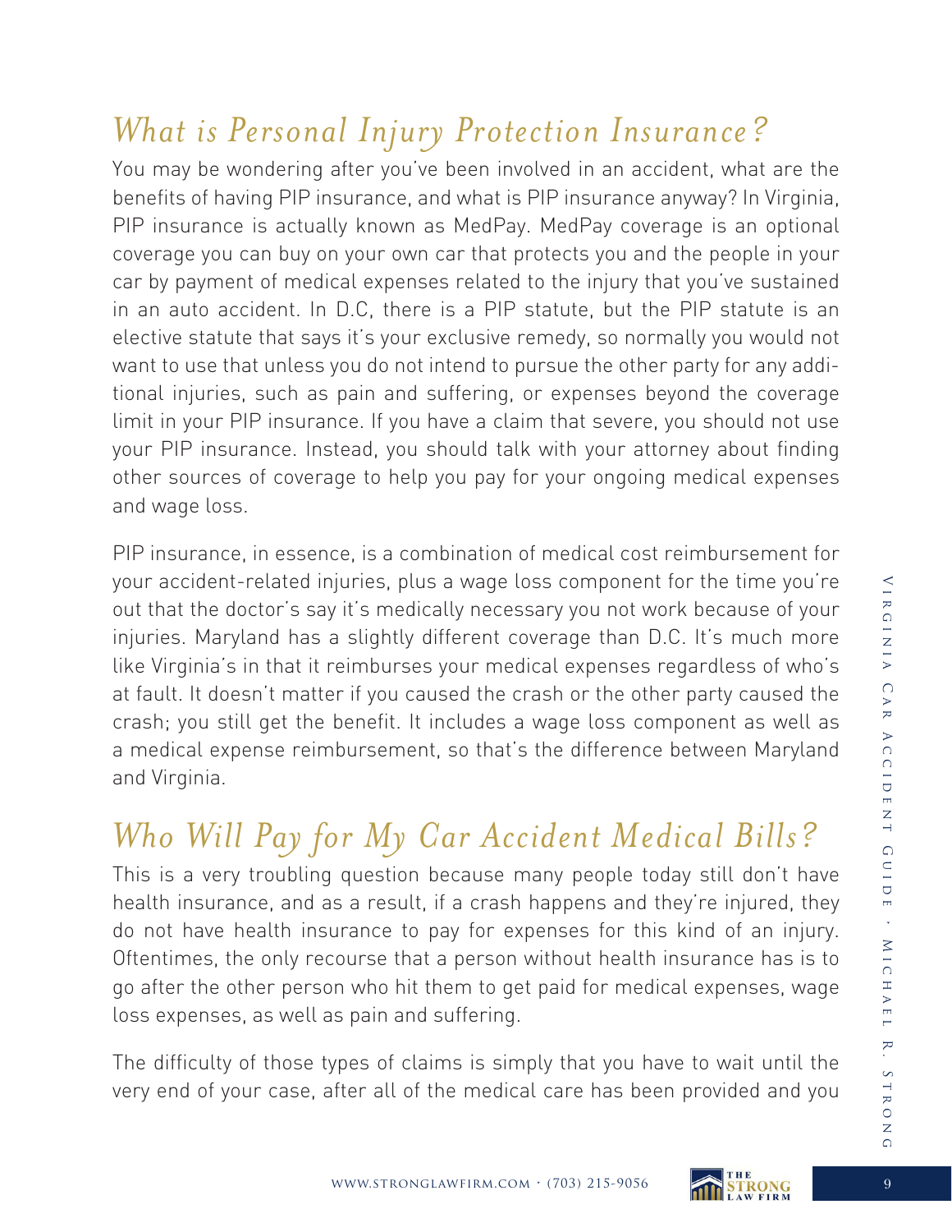## *What is Personal Injury Protection Insurance?*

You may be wondering after you've been involved in an accident, what are the benefits of having PIP insurance, and what is PIP insurance anyway? In Virginia, PIP insurance is actually known as MedPay. MedPay coverage is an optional coverage you can buy on your own car that protects you and the people in your car by payment of medical expenses related to the injury that you've sustained in an auto accident. In D.C, there is a PIP statute, but the PIP statute is an elective statute that says it's your exclusive remedy, so normally you would not want to use that unless you do not intend to pursue the other party for any additional injuries, such as pain and suffering, or expenses beyond the coverage limit in your PIP insurance. If you have a claim that severe, you should not use your PIP insurance. Instead, you should talk with your attorney about finding other sources of coverage to help you pay for your ongoing medical expenses and wage loss.

PIP insurance, in essence, is a combination of medical cost reimbursement for your accident-related injuries, plus a wage loss component for the time you're out that the doctor's say it's medically necessary you not work because of your injuries. Maryland has a slightly different coverage than D.C. It's much more like Virginia's in that it reimburses your medical expenses regardless of who's at fault. It doesn't matter if you caused the crash or the other party caused the crash; you still get the benefit. It includes a wage loss component as well as a medical expense reimbursement, so that's the difference between Maryland and Virginia.

## *Who Will Pay for My Car Accident Medical Bills?*

This is a very troubling question because many people today still don't have health insurance, and as a result, if a crash happens and they're injured, they do not have health insurance to pay for expenses for this kind of an injury. Oftentimes, the only recourse that a person without health insurance has is to go after the other person who hit them to get paid for medical expenses, wage loss expenses, as well as pain and suffering.

The difficulty of those types of claims is simply that you have to wait until the very end of your case, after all of the medical care has been provided and you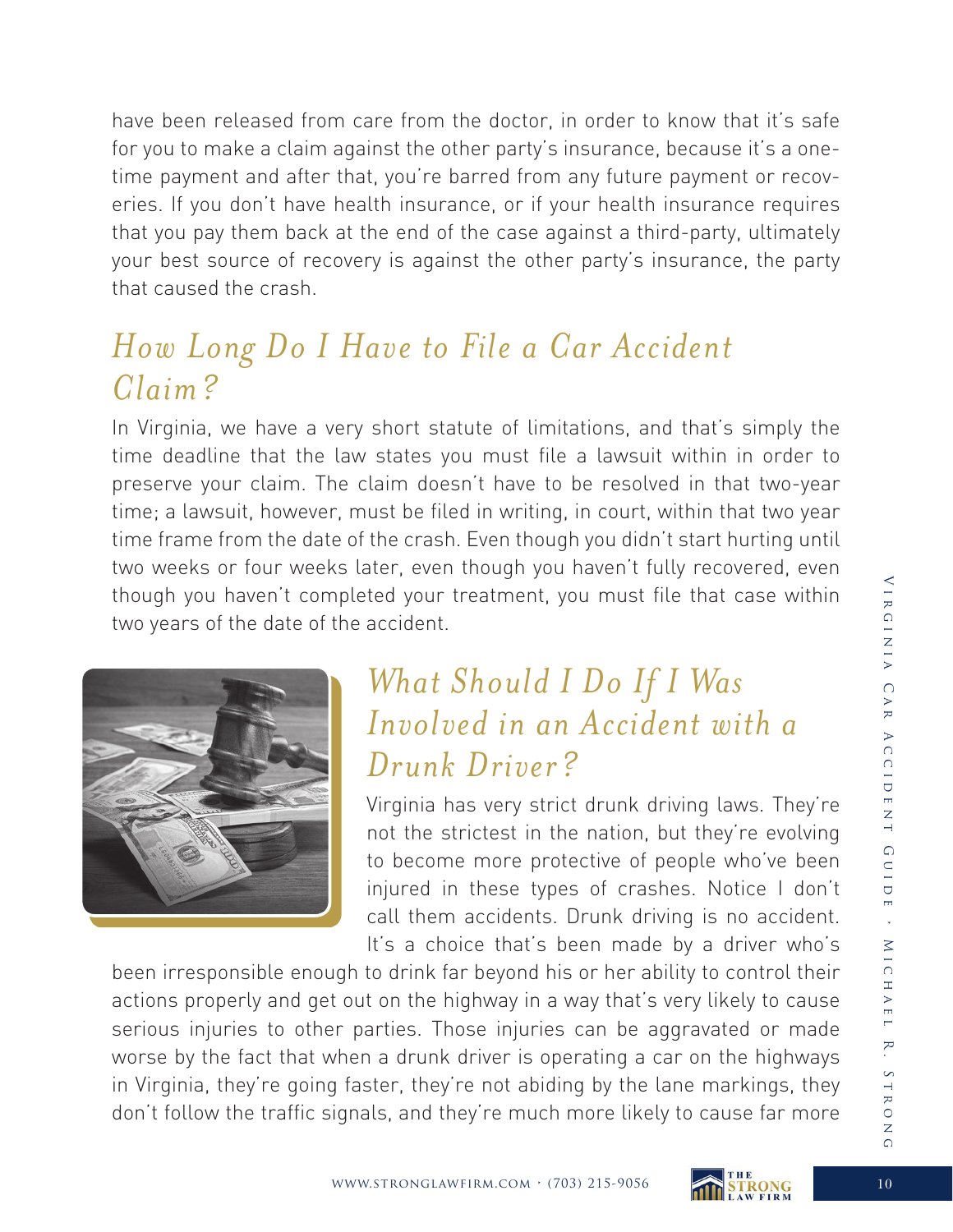have been released from care from the doctor, in order to know that it's safe for you to make a claim against the other party's insurance, because it's a one-time payment and after that, you're barred from any future payment or recoveries. If you don't have health insurance, or if your health insurance requires that you pay them back at the end of the case against a third-party, ultimately your best source of recovery is against the other party's insurance, the party that caused the crash.

## *How Long Do I Have to File a Car Accident Claim?*

In Virginia, we have a very short statute of limitations, and that's simply the time deadline that the law states you must file a lawsuit within in order to preserve your claim. The claim doesn't have to be resolved in that two-year time; a lawsuit, however, must be filed in writing, in court, within that two year time frame from the date of the crash. Even though you didn't start hurting until two weeks or four weeks later, even though you haven't fully recovered, even though you haven't completed your treatment, you must file that case within two years of the date of the accident.

## *What Should I Do If I Was Involved in an Accident with a Drunk Driver?*

Virginia has very strict drunk driving laws. They're not the strictest in the nation, but they're evolving to become more protective of people who've been injured in these types of crashes. Notice I don't call them accidents. Drunk driving is no accident. It's a choice that's been made by a driver who's been irresponsible enough to drink far beyond his or her ability to control their actions properly and get out on the highway in a way that's very likely to cause serious injuries to other parties. Those injuries can be aggravated or made worse by the fact that when a drunk driver is operating a car on the highways in Virginia, they're going faster, they're not abiding by the lane markings, they don't follow the traffic signals, and they're much more likely to cause far more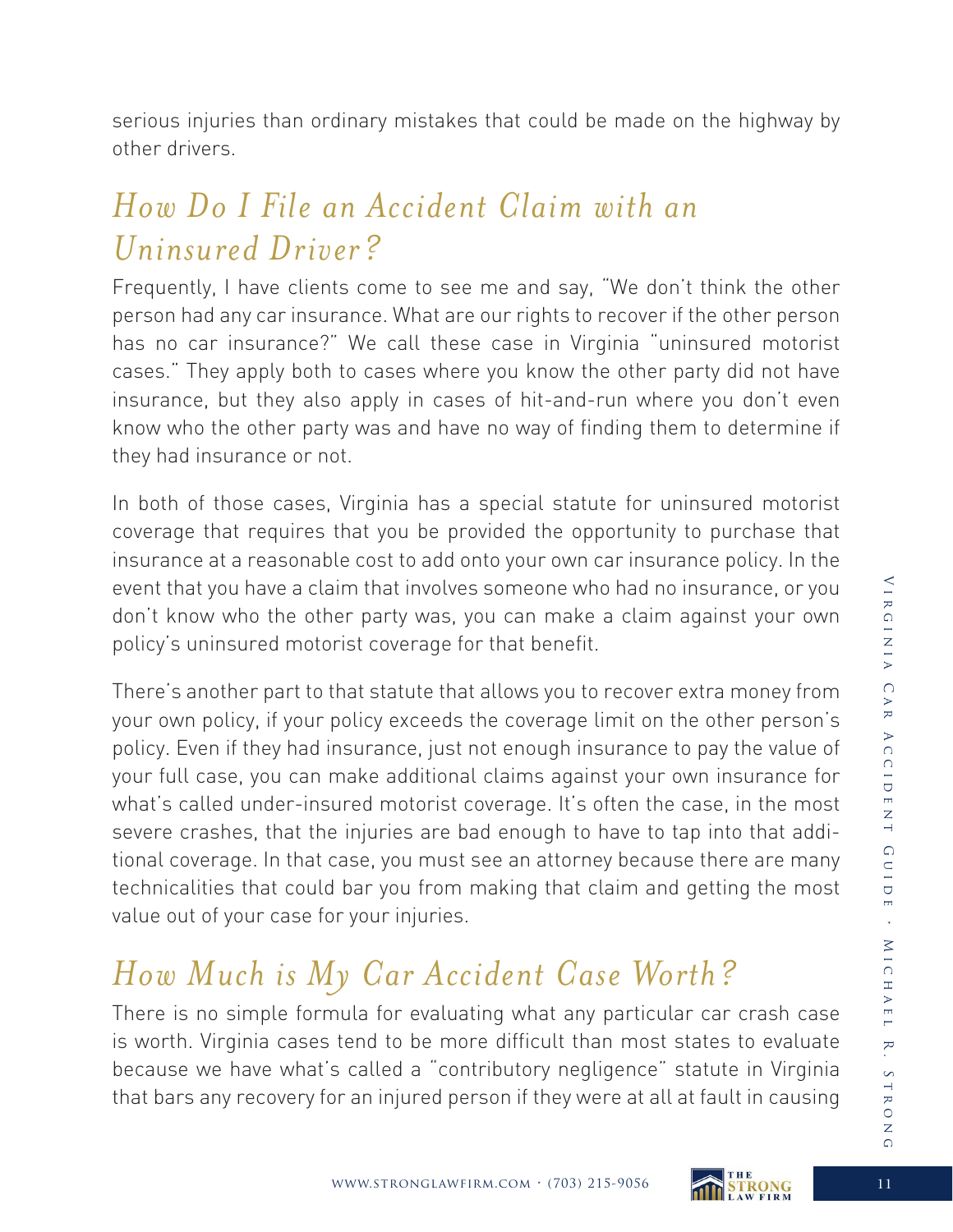serious injuries than ordinary mistakes that could be made on the highway by other drivers.

## *How Do I File an Accident Claim with an Uninsured Driver?*

Frequently, I have clients come to see me and say, "We don't think the other person had any car insurance. What are our rights to recover if the other person has no car insurance?" We call these case in Virginia "uninsured motorist cases." They apply both to cases where you know the other party did not have insurance, but they also apply in cases of hit-and-run where you don't even know who the other party was and have no way of finding them to determine if they had insurance or not.

In both of those cases, Virginia has a special statute for uninsured motorist coverage that requires that you be provided the opportunity to purchase that insurance at a reasonable cost to add onto your own car insurance policy. In the event that you have a claim that involves someone who had no insurance, or you don't know who the other party was, you can make a claim against your own policy's uninsured motorist coverage for that benefit.

There's another part to that statute that allows you to recover extra money from your own policy, if your policy exceeds the coverage limit on the other person's policy. Even if they had insurance, just not enough insurance to pay the value of your full case, you can make additional claims against your own insurance for what's called under-insured motorist coverage. It's often the case, in the most severe crashes, that the injuries are bad enough to have to tap into that additional coverage. In that case, you must see an attorney because there are many technicalities that could bar you from making that claim and getting the most value out of your case for your injuries.

## *How Much is My Car Accident Case Worth?*

There is no simple formula for evaluating what any particular car crash case is worth. Virginia cases tend to be more difficult than most states to evaluate because we have what's called a "contributory negligence" statute in Virginia that bars any recovery for an injured person if they were at all at fault in causing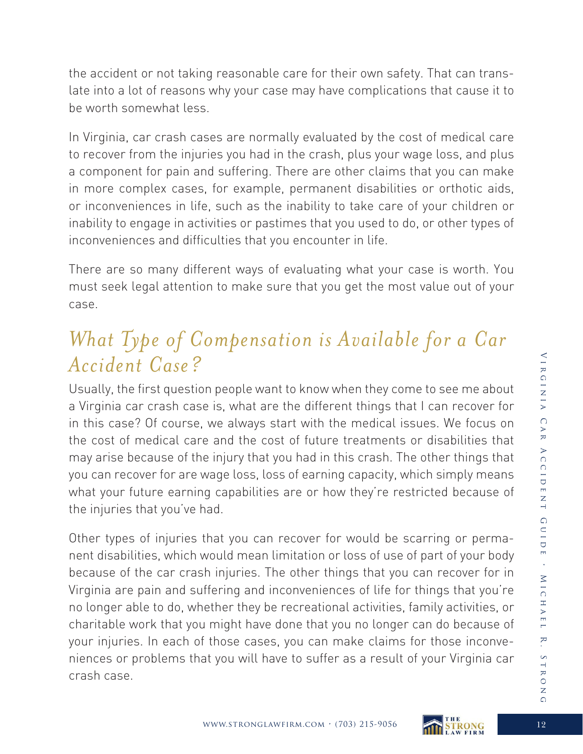the accident or not taking reasonable care for their own safety. That can translate into a lot of reasons why your case may have complications that cause it to be worth somewhat less.

In Virginia, car crash cases are normally evaluated by the cost of medical care to recover from the injuries you had in the crash, plus your wage loss, and plus a component for pain and suffering. There are other claims that you can make in more complex cases, for example, permanent disabilities or orthotic aids, or inconveniences in life, such as the inability to take care of your children or inability to engage in activities or pastimes that you used to do, or other types of inconveniences and difficulties that you encounter in life.

There are so many different ways of evaluating what your case is worth. You must seek legal attention to make sure that you get the most value out of your case.

## *What Type of Compensation is Available for a Car Accident Case?*

Usually, the first question people want to know when they come to see me about a Virginia car crash case is, what are the different things that I can recover for in this case? Of course, we always start with the medical issues. We focus on the cost of medical care and the cost of future treatments or disabilities that may arise because of the injury that you had in this crash. The other things that you can recover for are wage loss, loss of earning capacity, which simply means what your future earning capabilities are or how they're restricted because of the injuries that you've had.

Other types of injuries that you can recover for would be scarring or permanent disabilities, which would mean limitation or loss of use of part of your body because of the car crash injuries. The other things that you can recover for in Virginia are pain and suffering and inconveniences of life for things that you're no longer able to do, whether they be recreational activities, family activities, or charitable work that you might have done that you no longer can do because of your injuries. In each of those cases, you can make claims for those inconveniences or problems that you will have to suffer as a result of your Virginia car crash case.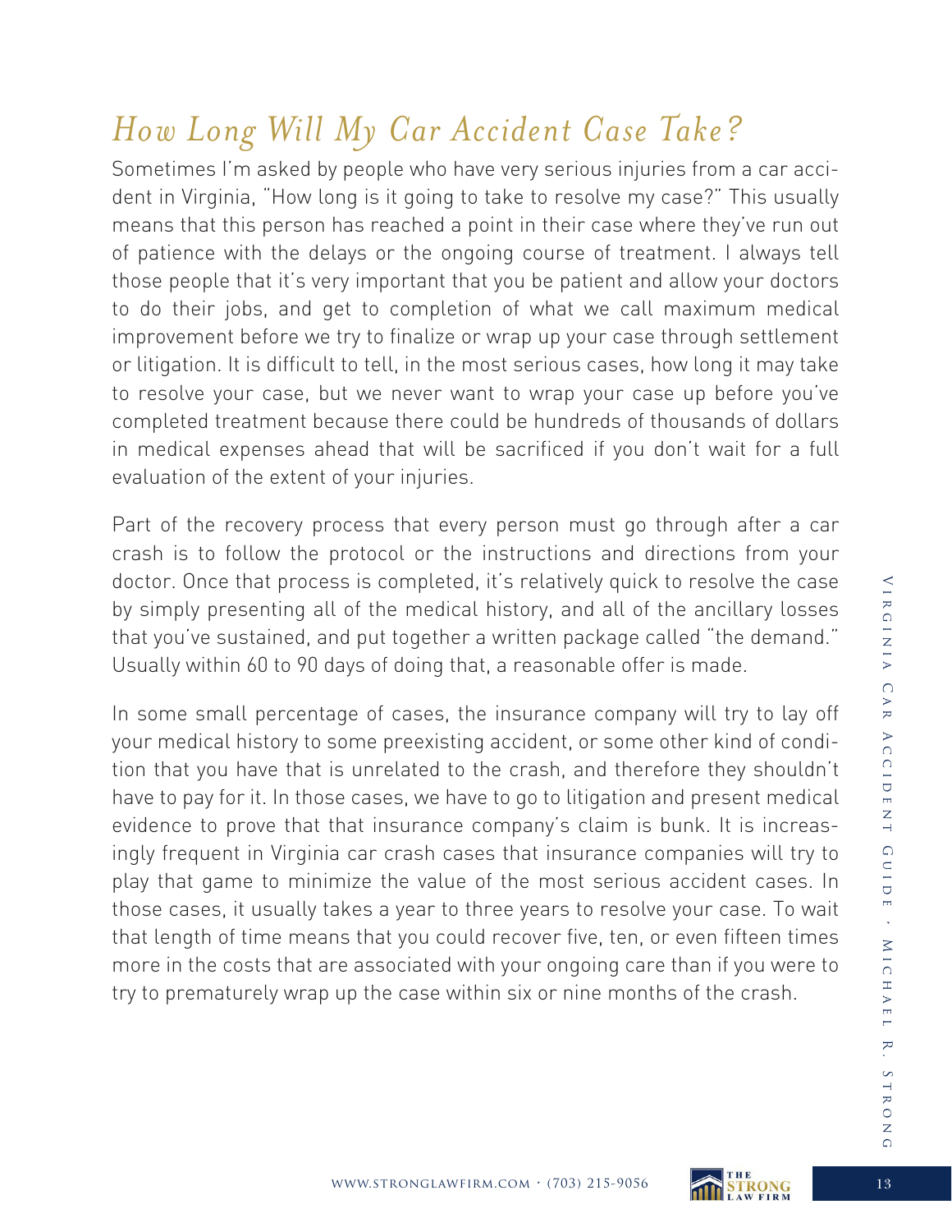## *How Long Will My Car Accident Case Take?*

Sometimes I'm asked by people who have very serious injuries from a car accident in Virginia, "How long is it going to take to resolve my case?" This usually means that this person has reached a point in their case where they've run out of patience with the delays or the ongoing course of treatment. I always tell those people that it's very important that you be patient and allow your doctors to do their jobs, and get to completion of what we call maximum medical improvement before we try to finalize or wrap up your case through settlement or litigation. It is difficult to tell, in the most serious cases, how long it may take to resolve your case, but we never want to wrap your case up before you've completed treatment because there could be hundreds of thousands of dollars in medical expenses ahead that will be sacrificed if you don't wait for a full evaluation of the extent of your injuries.

Part of the recovery process that every person must go through after a car crash is to follow the protocol or the instructions and directions from your doctor. Once that process is completed, it's relatively quick to resolve the case by simply presenting all of the medical history, and all of the ancillary losses that you've sustained, and put together a written package called "the demand." Usually within 60 to 90 days of doing that, a reasonable offer is made.

In some small percentage of cases, the insurance company will try to lay off your medical history to some preexisting accident, or some other kind of condition that you have that is unrelated to the crash, and therefore they shouldn't have to pay for it. In those cases, we have to go to litigation and present medical evidence to prove that that insurance company's claim is bunk. It is increasingly frequent in Virginia car crash cases that insurance companies will try to play that game to minimize the value of the most serious accident cases. In those cases, it usually takes a year to three years to resolve your case. To wait that length of time means that you could recover five, ten, or even fifteen times more in the costs that are associated with your ongoing care than if you were to try to prematurely wrap up the case within six or nine months of the crash.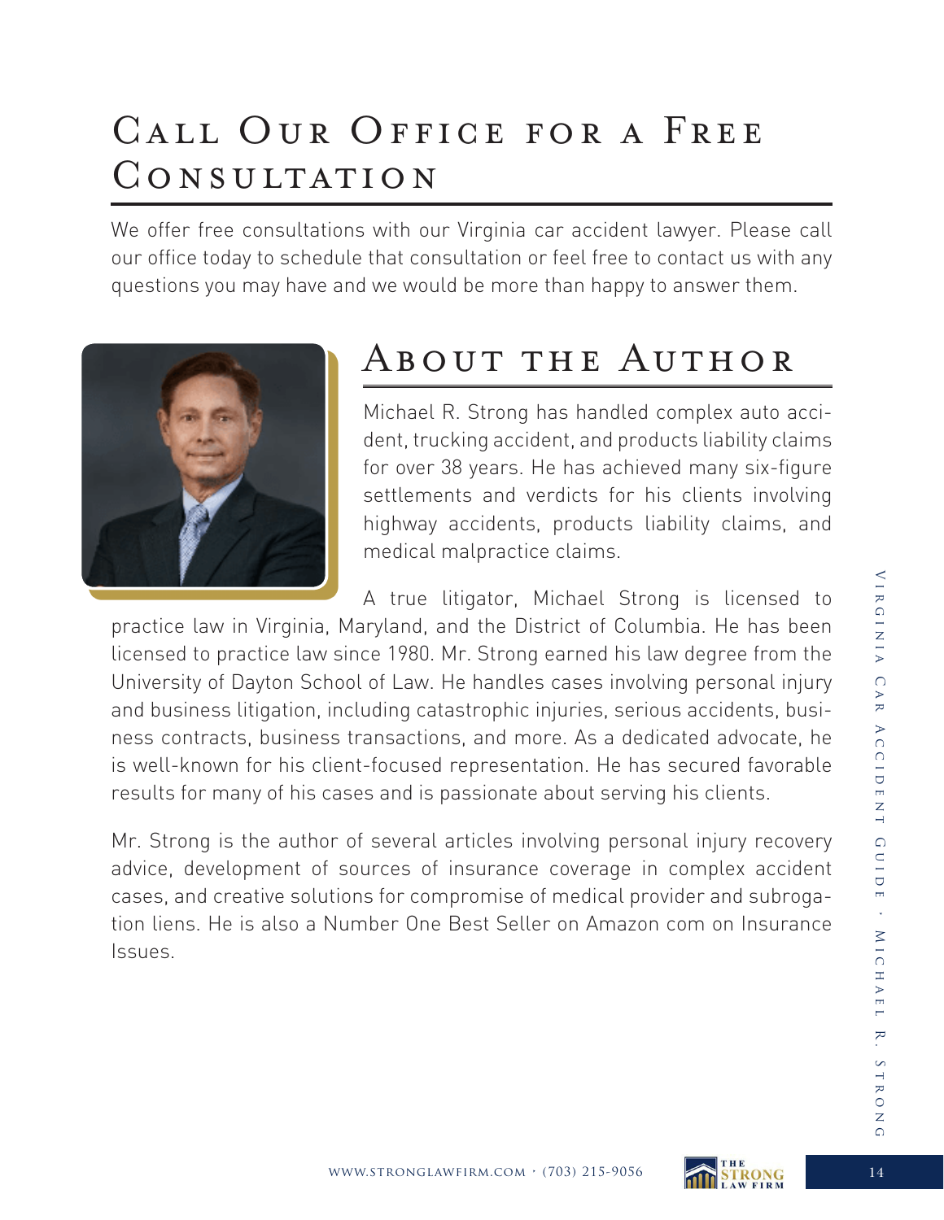## Call Our Office for a Free Consultation

We offer free consultations with our Virginia car accident lawyer. Please call our office today to schedule that consultation or feel free to contact us with any questions you may have and we would be more than happy to answer them.

## About the Author

Michael R. Strong has handled complex auto accident, trucking accident, and products liability claims for over 38 years. He has achieved many six-figure settlements and verdicts for his clients involving highway accidents, products liability claims, and medical malpractice claims.

A true litigator, Michael Strong is licensed to practice law in Virginia, Maryland, and the District of Columbia. He has been licensed to practice law since 1980. Mr. Strong earned his law degree from the University of Dayton School of Law. He handles cases involving personal injury and business litigation, including catastrophic injuries, serious accidents, business contracts, business transactions, and more. As a dedicated advocate, he is well-known for his client-focused representation. He has secured favorable results for many of his cases and is passionate about serving his clients.

Mr. Strong is the author of several articles involving personal injury recovery advice, development of sources of insurance coverage in complex accident cases, and creative solutions for compromise of medical provider and subrogation liens. He is also a Number One Best Seller on Amazon com on Insurance Issues.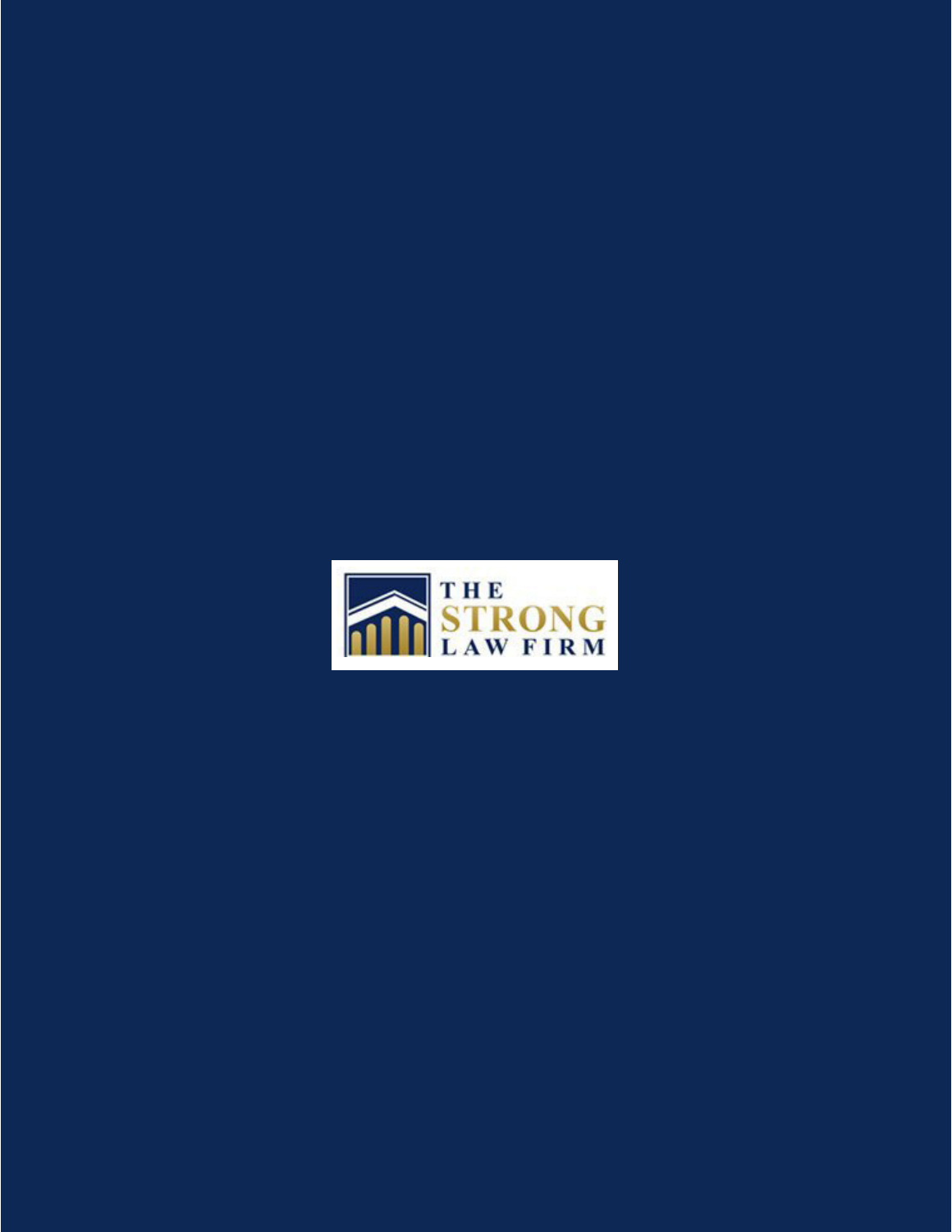THE
STRONG
LAW FIRM